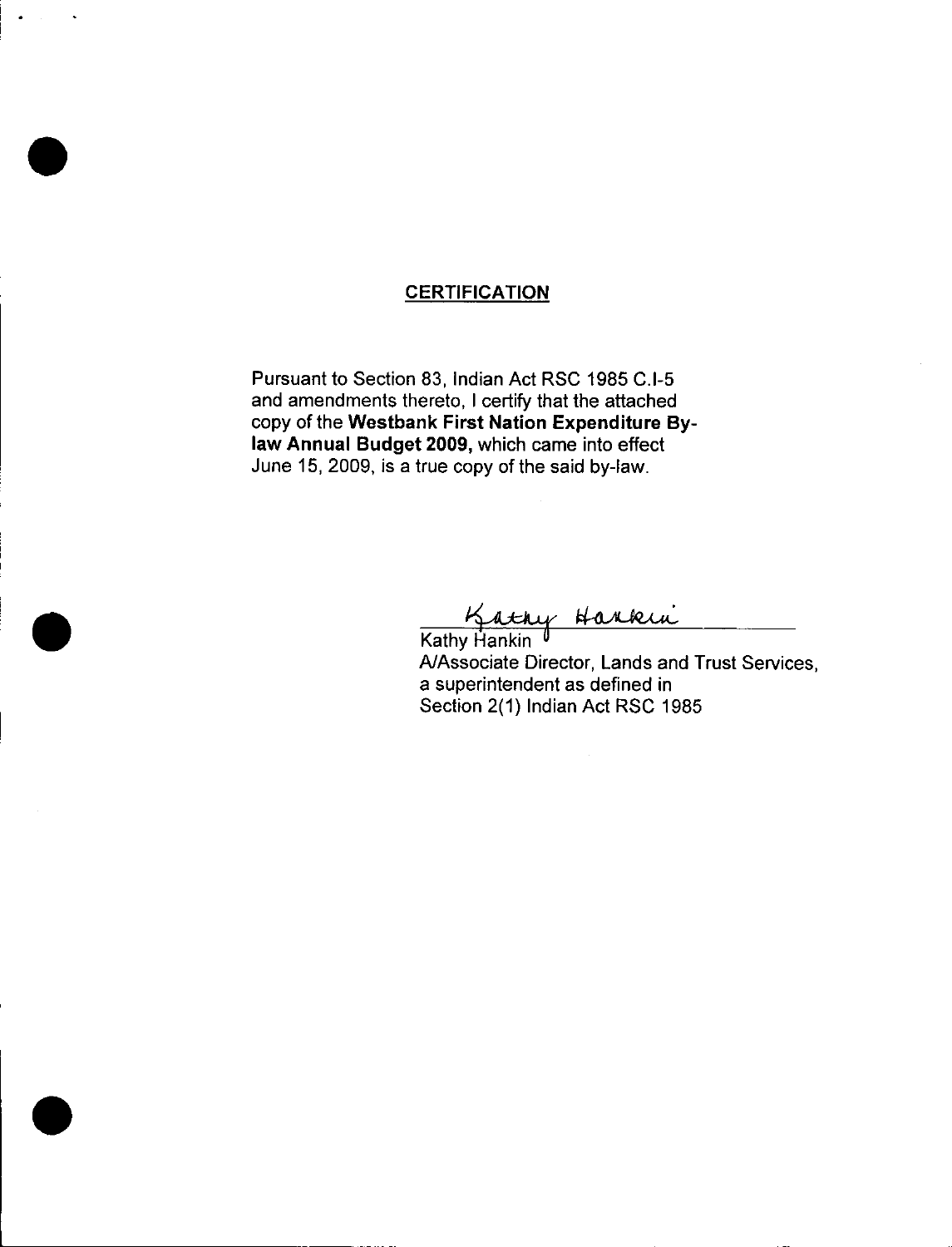## CERTIFICATION

Pursuant to Section 83, Indian Act RSC 1985 C.I-5 and amendments thereto, I certify that the attached copy of the **Westbank First Nation Expenditure By-law Annual Budget 2009,** which came into effect June 15, 2009, is a true copy of the said by-law.

Kathy Hankin

Kathy Hankin
A/Associate Director, Lands and Trust Services,
a superintendent as defined in
Section 2(1) Indian Act RSC 1985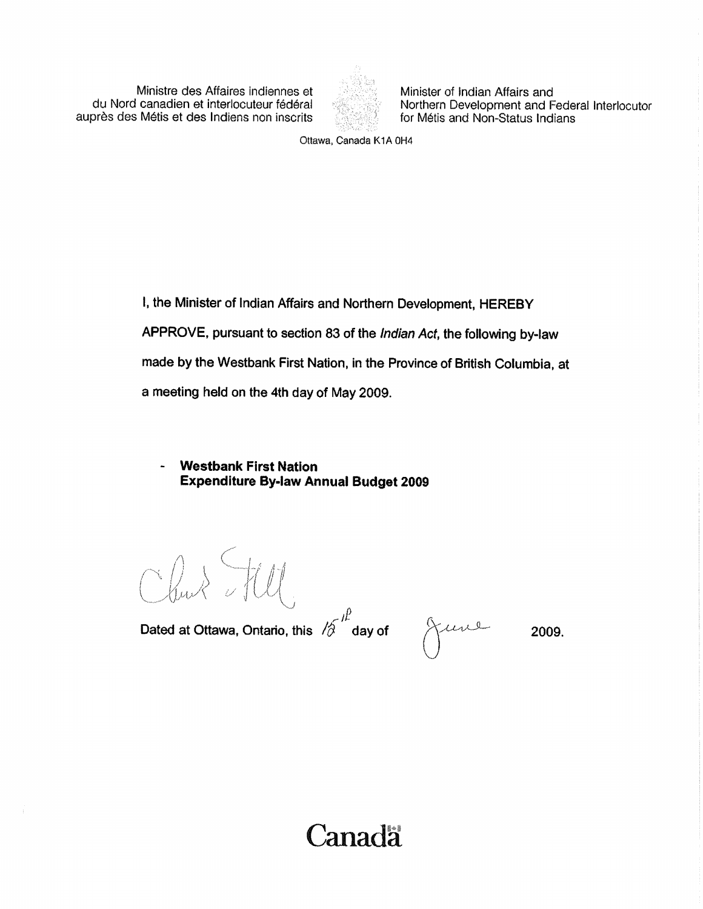Ministre des Affaires indiennes et du Nord canadien et interlocuteur fédéral auprès des Métis et des Indiens non inscrits

Minister of Indian Affairs and Northern Development and Federal Interlocutor for Métis and Non-Status Indians

Ottawa, Canada K1A 0H4

I, the Minister of Indian Affairs and Northern Development, HEREBY APPROVE, pursuant to section 83 of the *Indian Act*, the following by-law made by the Westbank First Nation, in the Province of British Columbia, at a meeting held on the 4th day of May 2009.

- **Westbank First Nation Expenditure By-law Annual Budget 2009**

Dated at Ottawa, Ontario, this 15th day of June 2009.

Canada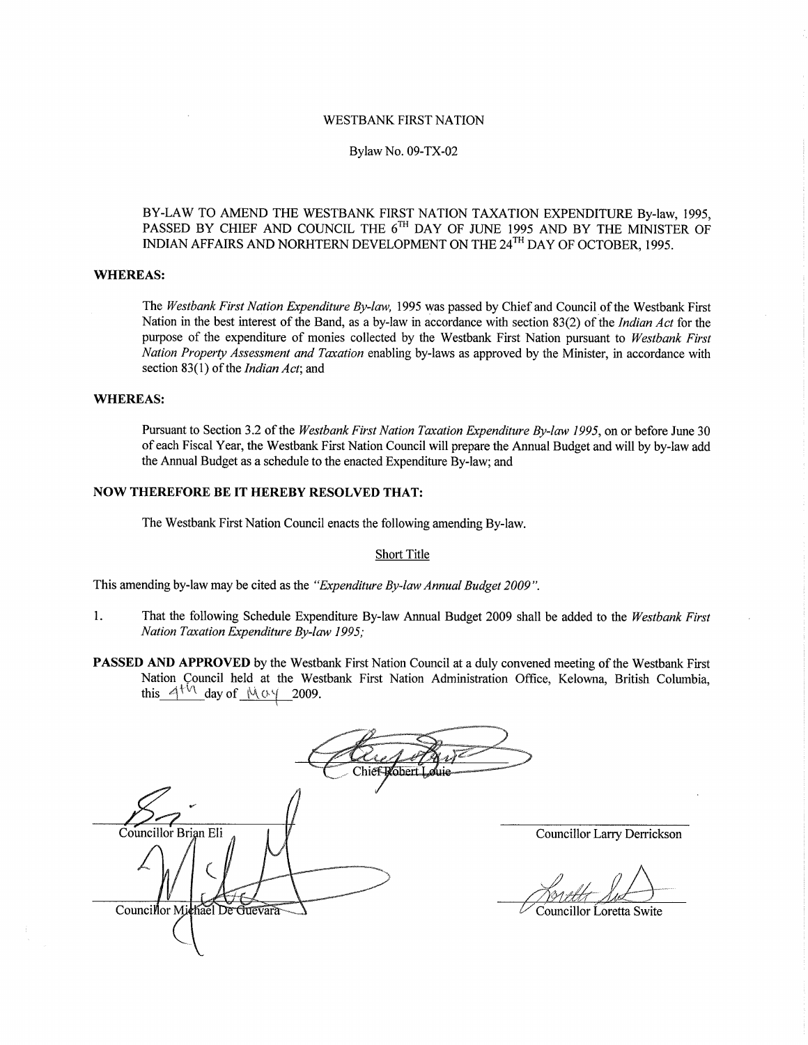WESTBANK FIRST NATION

Bylaw No. 09-TX-02

BY-LAW TO AMEND THE WESTBANK FIRST NATION TAXATION EXPENDITURE By-law, 1995, PASSED BY CHIEF AND COUNCIL THE 6TH DAY OF JUNE 1995 AND BY THE MINISTER OF INDIAN AFFAIRS AND NORHTERN DEVELOPMENT ON THE 24TH DAY OF OCTOBER, 1995.

**WHEREAS:**

The *Westbank First Nation Expenditure By-law,* 1995 was passed by Chief and Council of the Westbank First Nation in the best interest of the Band, as a by-law in accordance with section 83(2) of the *Indian Act* for the purpose of the expenditure of monies collected by the Westbank First Nation pursuant to *Westbank First Nation Property Assessment and Taxation* enabling by-laws as approved by the Minister, in accordance with section 83(1) of the *Indian Act*; and

**WHEREAS:**

Pursuant to Section 3.2 of the *Westbank First Nation Taxation Expenditure By-law 1995*, on or before June 30 of each Fiscal Year, the Westbank First Nation Council will prepare the Annual Budget and will by by-law add the Annual Budget as a schedule to the enacted Expenditure By-law; and

**NOW THEREFORE BE IT HEREBY RESOLVED THAT:**

The Westbank First Nation Council enacts the following amending By-law.

Short Title

This amending by-law may be cited as the *"Expenditure By-law Annual Budget 2009".*

1. That the following Schedule Expenditure By-law Annual Budget 2009 shall be added to the *Westbank First Nation Taxation Expenditure By-law 1995;*

**PASSED AND APPROVED** by the Westbank First Nation Council at a duly convened meeting of the Westbank First Nation Council held at the Westbank First Nation Administration Office, Kelowna, British Columbia, this 4th day of May 2009.

Chief Robert Louie

Councillor Brian Eli

Councillor Larry Derrickson

Councillor Michael De Guevara

Councillor Loretta Swite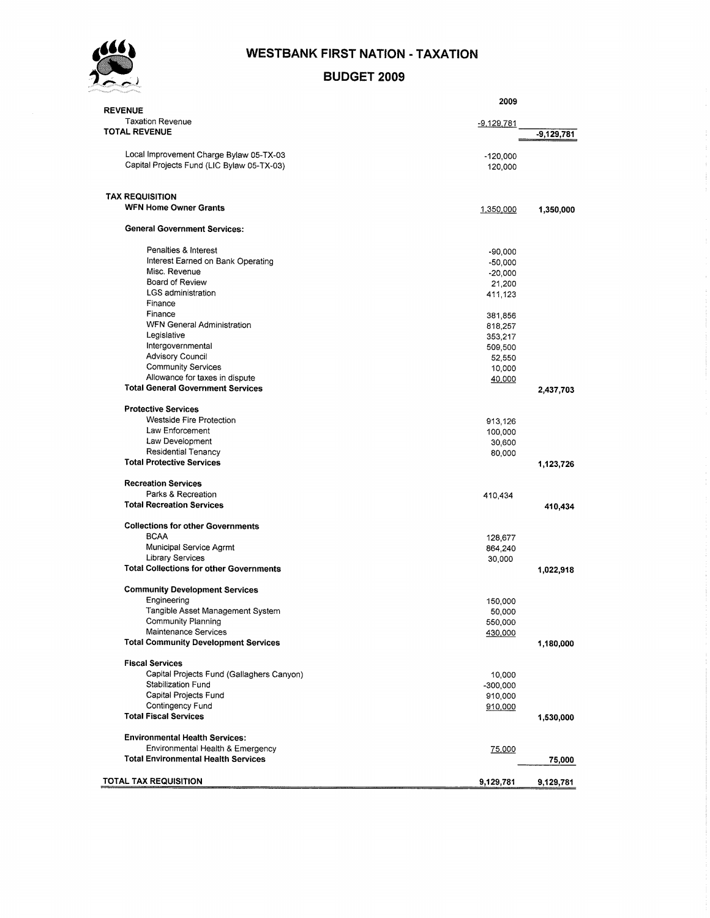# WESTBANK FIRST NATION - TAXATION

## BUDGET 2009

| | 2009 | |
|---|---|---|
| **REVENUE** | | |
| Taxation Revenue | -9,129,781 | |
| **TOTAL REVENUE** | | -9,129,781 |
| Local Improvement Charge Bylaw 05-TX-03 | -120,000 | |
| Capital Projects Fund (LIC Bylaw 05-TX-03) | 120,000 | |
| **TAX REQUISITION** | | |
| **WFN Home Owner Grants** | 1,350,000 | 1,350,000 |
| **General Government Services:** | | |
| Penalties & Interest | -90,000 | |
| Interest Earned on Bank Operating | -50,000 | |
| Misc. Revenue | -20,000 | |
| Board of Review | 21,200 | |
| LGS administration | 411,123 | |
| Finance | | |
| Finance | 381,856 | |
| WFN General Administration | 818,257 | |
| Legislative | 353,217 | |
| Intergovernmental | 509,500 | |
| Advisory Council | 52,550 | |
| Community Services | 10,000 | |
| Allowance for taxes in dispute | 40,000 | |
| **Total General Government Services** | | 2,437,703 |
| **Protective Services** | | |
| Westside Fire Protection | 913,126 | |
| Law Enforcement | 100,000 | |
| Law Development | 30,600 | |
| Residential Tenancy | 80,000 | |
| **Total Protective Services** | | 1,123,726 |
| **Recreation Services** | | |
| Parks & Recreation | 410,434 | |
| **Total Recreation Services** | | 410,434 |
| **Collections for other Governments** | | |
| BCAA | 128,677 | |
| Municipal Service Agrmt | 864,240 | |
| Library Services | 30,000 | |
| **Total Collections for other Governments** | | 1,022,918 |
| **Community Development Services** | | |
| Engineering | 150,000 | |
| Tangible Asset Management System | 50,000 | |
| Community Planning | 550,000 | |
| Maintenance Services | 430,000 | |
| **Total Community Development Services** | | 1,180,000 |
| **Fiscal Services** | | |
| Capital Projects Fund (Gallaghers Canyon) | 10,000 | |
| Stabilization Fund | -300,000 | |
| Capital Projects Fund | 910,000 | |
| Contingency Fund | 910,000 | |
| **Total Fiscal Services** | | 1,530,000 |
| **Environmental Health Services:** | | |
| Environmental Health & Emergency | 75,000 | |
| **Total Environmental Health Services** | | 75,000 |
| **TOTAL TAX REQUISITION** | 9,129,781 | 9,129,781 |